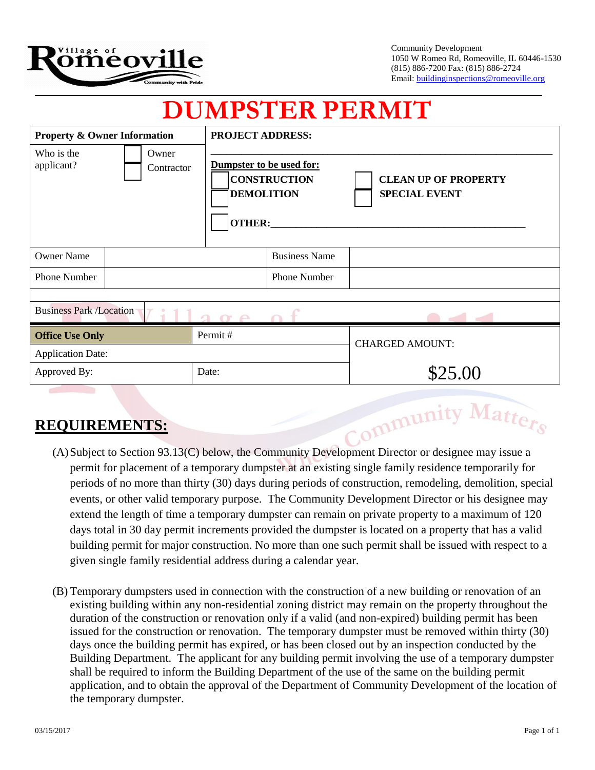Village of Romeoville
Community with Pride

Community Development
1050 W Romeo Rd, Romeoville, IL 60446-1530
(815) 886-7200 Fax: (815) 886-2724
Email: buildinginspections@romeoville.org

# DUMPSTER PERMIT

| **Property & Owner Information** | | **PROJECT ADDRESS:** ______________________________ | |
|---|---|---|---|
| Who is the applicant? | ☐ Owner ☐ Contractor | **Dumpster to be used for:** ☐ **CONSTRUCTION** ☐ **DEMOLITION** ☐ **CLEAN UP OF PROPERTY** ☐ **SPECIAL EVENT** ☐ **OTHER:**______________________________ | |
| Owner Name | | Business Name | |
| Phone Number | | Phone Number | |
| Business Park /Location | | | |

| **Office Use Only** | Permit # | CHARGED AMOUNT: |
|---|---|---|
| Application Date: | | |
| Approved By: | Date: | $25.00 |

## REQUIREMENTS:

(A) Subject to Section 93.13(C) below, the Community Development Director or designee may issue a permit for placement of a temporary dumpster at an existing single family residence temporarily for periods of no more than thirty (30) days during periods of construction, remodeling, demolition, special events, or other valid temporary purpose. The Community Development Director or his designee may extend the length of time a temporary dumpster can remain on private property to a maximum of 120 days total in 30 day permit increments provided the dumpster is located on a property that has a valid building permit for major construction. No more than one such permit shall be issued with respect to a given single family residential address during a calendar year.

(B) Temporary dumpsters used in connection with the construction of a new building or renovation of an existing building within any non-residential zoning district may remain on the property throughout the duration of the construction or renovation only if a valid (and non-expired) building permit has been issued for the construction or renovation. The temporary dumpster must be removed within thirty (30) days once the building permit has expired, or has been closed out by an inspection conducted by the Building Department. The applicant for any building permit involving the use of a temporary dumpster shall be required to inform the Building Department of the use of the same on the building permit application, and to obtain the approval of the Department of Community Development of the location of the temporary dumpster.

03/15/2017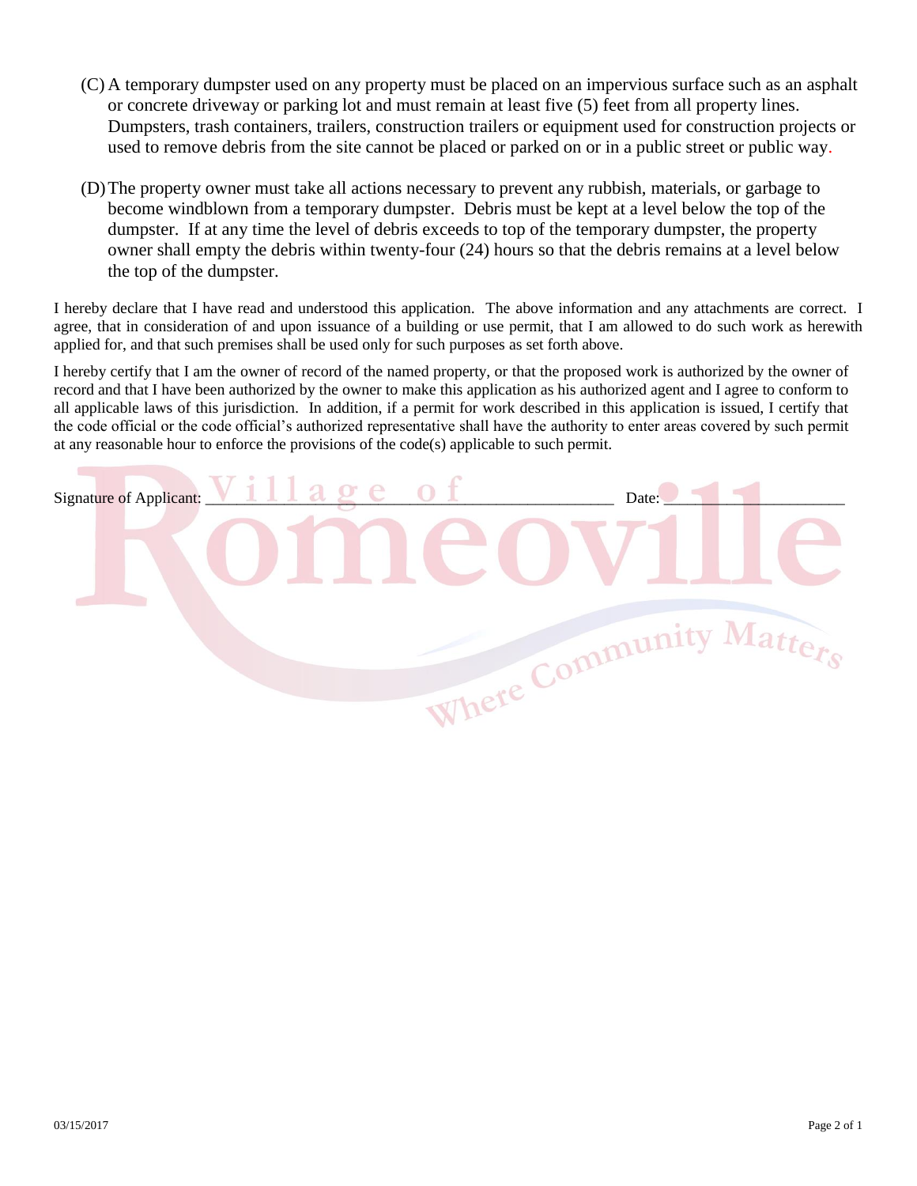(C) A temporary dumpster used on any property must be placed on an impervious surface such as an asphalt or concrete driveway or parking lot and must remain at least five (5) feet from all property lines. Dumpsters, trash containers, trailers, construction trailers or equipment used for construction projects or used to remove debris from the site cannot be placed or parked on or in a public street or public way.

(D) The property owner must take all actions necessary to prevent any rubbish, materials, or garbage to become windblown from a temporary dumpster. Debris must be kept at a level below the top of the dumpster. If at any time the level of debris exceeds to top of the temporary dumpster, the property owner shall empty the debris within twenty-four (24) hours so that the debris remains at a level below the top of the dumpster.

I hereby declare that I have read and understood this application. The above information and any attachments are correct. I agree, that in consideration of and upon issuance of a building or use permit, that I am allowed to do such work as herewith applied for, and that such premises shall be used only for such purposes as set forth above.

I hereby certify that I am the owner of record of the named property, or that the proposed work is authorized by the owner of record and that I have been authorized by the owner to make this application as his authorized agent and I agree to conform to all applicable laws of this jurisdiction. In addition, if a permit for work described in this application is issued, I certify that the code official or the code official's authorized representative shall have the authority to enter areas covered by such permit at any reasonable hour to enforce the provisions of the code(s) applicable to such permit.

Signature of Applicant: ______________________________________________ Date: ______________________

03/15/2017